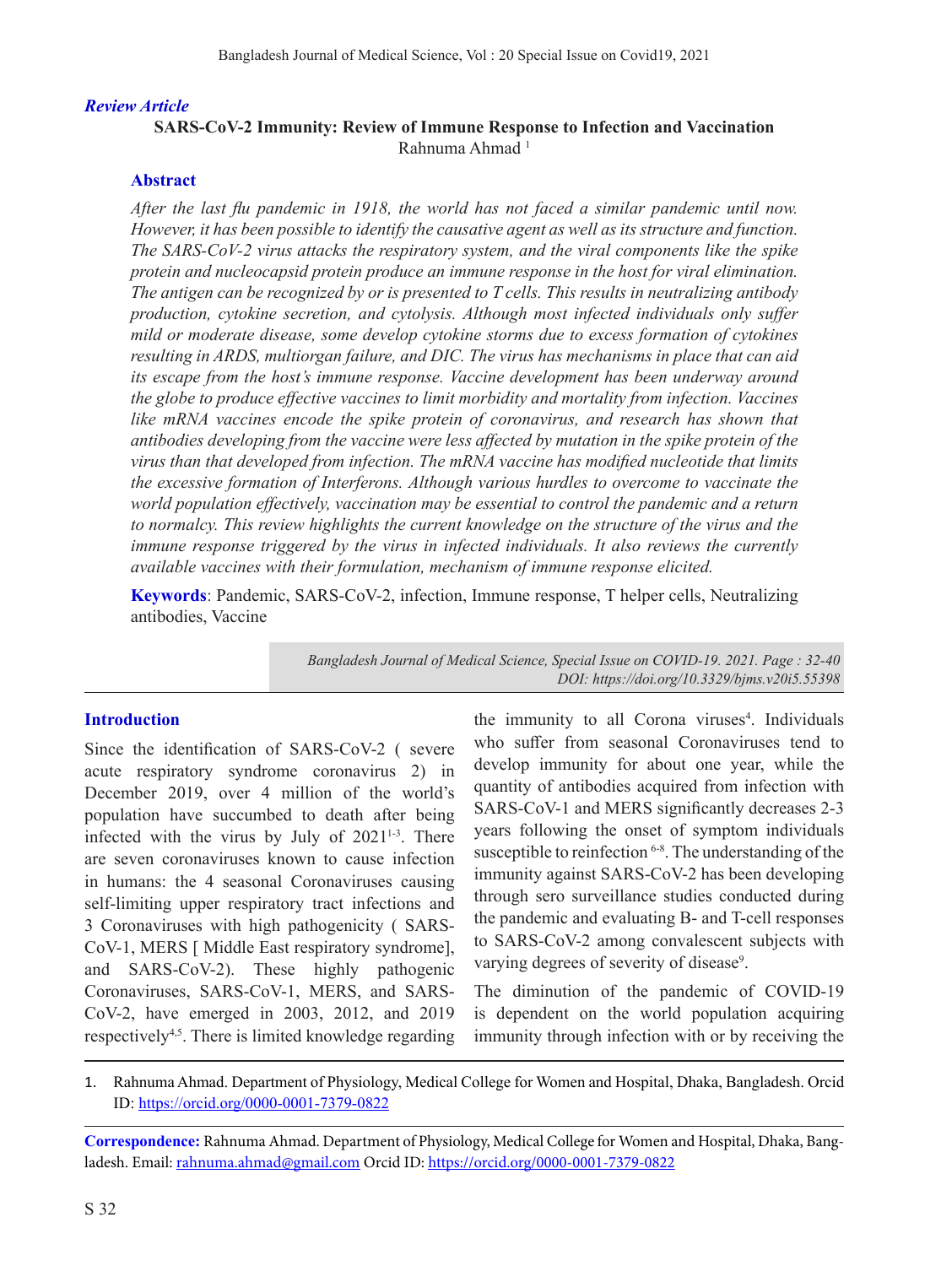*Review Article*

# SARS-CoV-2 Immunity: Review of Immune Response to Infection and Vaccination

Rahnuma Ahmad [1]

## Abstract

*After the last flu pandemic in 1918, the world has not faced a similar pandemic until now. However, it has been possible to identify the causative agent as well as its structure and function. The SARS-CoV-2 virus attacks the respiratory system, and the viral components like the spike protein and nucleocapsid protein produce an immune response in the host for viral elimination. The antigen can be recognized by or is presented to T cells. This results in neutralizing antibody production, cytokine secretion, and cytolysis. Although most infected individuals only suffer mild or moderate disease, some develop cytokine storms due to excess formation of cytokines resulting in ARDS, multiorgan failure, and DIC. The virus has mechanisms in place that can aid its escape from the host's immune response. Vaccine development has been underway around the globe to produce effective vaccines to limit morbidity and mortality from infection. Vaccines like mRNA vaccines encode the spike protein of coronavirus, and research has shown that antibodies developing from the vaccine were less affected by mutation in the spike protein of the virus than that developed from infection. The mRNA vaccine has modified nucleotide that limits the excessive formation of Interferons. Although various hurdles to overcome to vaccinate the world population effectively, vaccination may be essential to control the pandemic and a return to normalcy. This review highlights the current knowledge on the structure of the virus and the immune response triggered by the virus in infected individuals. It also reviews the currently available vaccines with their formulation, mechanism of immune response elicited.*

**Keywords**: Pandemic, SARS-CoV-2, infection, Immune response, T helper cells, Neutralizing antibodies, Vaccine

*Bangladesh Journal of Medical Science, Special Issue on COVID-19. 2021. Page : 32-40*
*DOI: https://doi.org/10.3329/bjms.v20i5.55398*

## Introduction

Since the identification of SARS-CoV-2 ( severe acute respiratory syndrome coronavirus 2) in December 2019, over 4 million of the world's population have succumbed to death after being infected with the virus by July of 2021[1-3]. There are seven coronaviruses known to cause infection in humans: the 4 seasonal Coronaviruses causing self-limiting upper respiratory tract infections and 3 Coronaviruses with high pathogenicity ( SARS-CoV-1, MERS [ Middle East respiratory syndrome], and SARS-CoV-2). These highly pathogenic Coronaviruses, SARS-CoV-1, MERS, and SARS-CoV-2, have emerged in 2003, 2012, and 2019 respectively[4,5]. There is limited knowledge regarding the immunity to all Corona viruses[4]. Individuals who suffer from seasonal Coronaviruses tend to develop immunity for about one year, while the quantity of antibodies acquired from infection with SARS-CoV-1 and MERS significantly decreases 2-3 years following the onset of symptom individuals susceptible to reinfection [6-8]. The understanding of the immunity against SARS-CoV-2 has been developing through sero surveillance studies conducted during the pandemic and evaluating B- and T-cell responses to SARS-CoV-2 among convalescent subjects with varying degrees of severity of disease[9].

The diminution of the pandemic of COVID-19 is dependent on the world population acquiring immunity through infection with or by receiving the

1. Rahnuma Ahmad. Department of Physiology, Medical College for Women and Hospital, Dhaka, Bangladesh. Orcid ID: https://orcid.org/0000-0001-7379-0822

**Correspondence:** Rahnuma Ahmad. Department of Physiology, Medical College for Women and Hospital, Dhaka, Bangladesh. Email: rahnuma.ahmad@gmail.com Orcid ID: https://orcid.org/0000-0001-7379-0822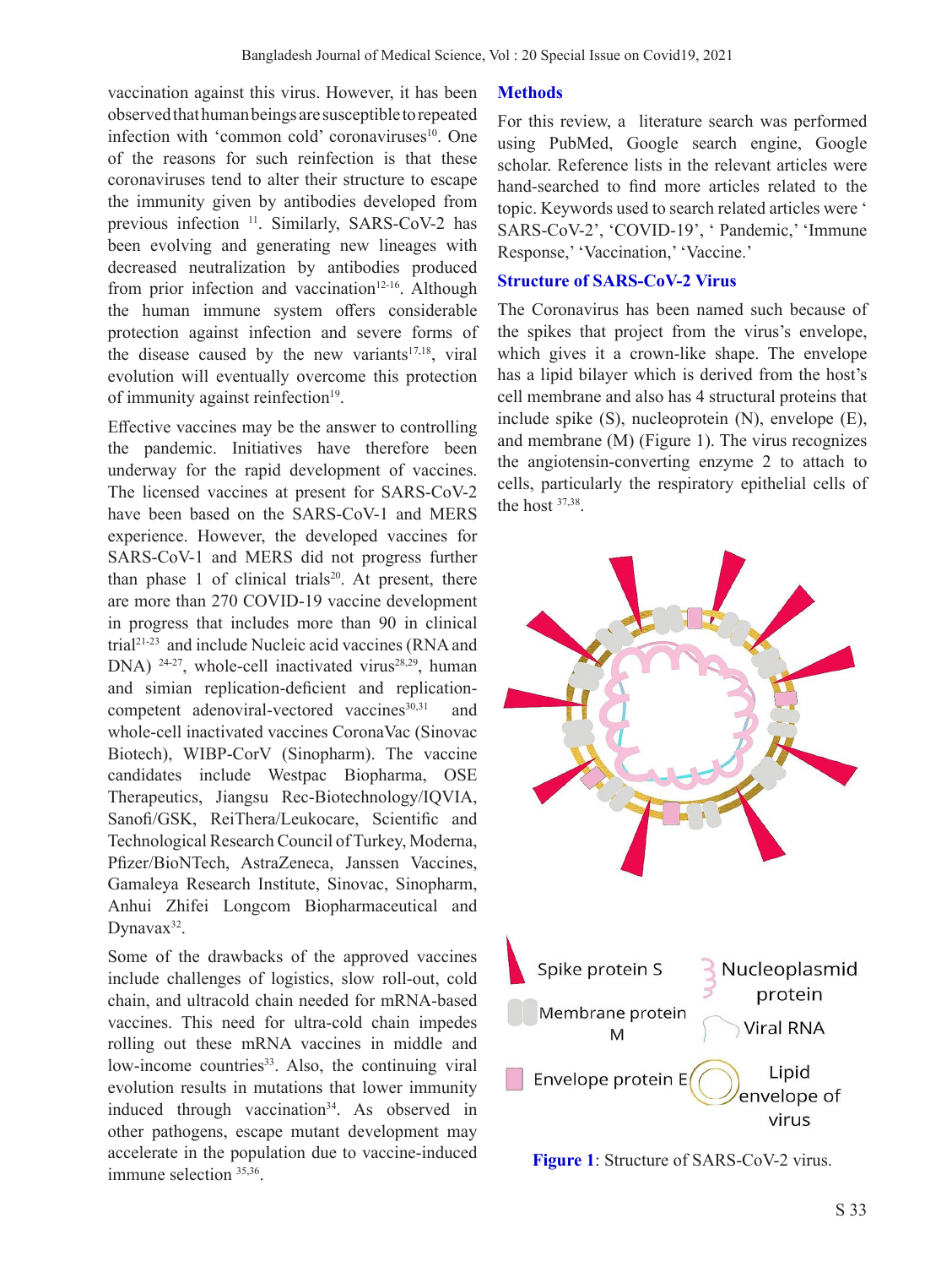vaccination against this virus. However, it has been observed that human beings are susceptible to repeated infection with 'common cold' coronaviruses[10]. One of the reasons for such reinfection is that these coronaviruses tend to alter their structure to escape the immunity given by antibodies developed from previous infection [11]. Similarly, SARS-CoV-2 has been evolving and generating new lineages with decreased neutralization by antibodies produced from prior infection and vaccination[12-16]. Although the human immune system offers considerable protection against infection and severe forms of the disease caused by the new variants[17,18], viral evolution will eventually overcome this protection of immunity against reinfection[19].

Effective vaccines may be the answer to controlling the pandemic. Initiatives have therefore been underway for the rapid development of vaccines. The licensed vaccines at present for SARS-CoV-2 have been based on the SARS-CoV-1 and MERS experience. However, the developed vaccines for SARS-CoV-1 and MERS did not progress further than phase 1 of clinical trials[20]. At present, there are more than 270 COVID-19 vaccine development in progress that includes more than 90 in clinical trial[21-23] and include Nucleic acid vaccines (RNA and DNA) [24-27], whole-cell inactivated virus[28,29], human and simian replication-deficient and replication-competent adenoviral-vectored vaccines[30,31] and whole-cell inactivated vaccines CoronaVac (Sinovac Biotech), WIBP-CorV (Sinopharm). The vaccine candidates include Westpac Biopharma, OSE Therapeutics, Jiangsu Rec-Biotechnology/IQVIA, Sanofi/GSK, ReiThera/Leukocare, Scientific and Technological Research Council of Turkey, Moderna, Pfizer/BioNTech, AstraZeneca, Janssen Vaccines, Gamaleya Research Institute, Sinovac, Sinopharm, Anhui Zhifei Longcom Biopharmaceutical and Dynavax[32].

Some of the drawbacks of the approved vaccines include challenges of logistics, slow roll-out, cold chain, and ultracold chain needed for mRNA-based vaccines. This need for ultra-cold chain impedes rolling out these mRNA vaccines in middle and low-income countries[33]. Also, the continuing viral evolution results in mutations that lower immunity induced through vaccination[34]. As observed in other pathogens, escape mutant development may accelerate in the population due to vaccine-induced immune selection [35,36].

## Methods

For this review, a literature search was performed using PubMed, Google search engine, Google scholar. Reference lists in the relevant articles were hand-searched to find more articles related to the topic. Keywords used to search related articles were ' SARS-CoV-2', 'COVID-19', ' Pandemic,' 'Immune Response,' 'Vaccination,' 'Vaccine.'

## Structure of SARS-CoV-2 Virus

The Coronavirus has been named such because of the spikes that project from the virus's envelope, which gives it a crown-like shape. The envelope has a lipid bilayer which is derived from the host's cell membrane and also has 4 structural proteins that include spike (S), nucleoprotein (N), envelope (E), and membrane (M) (Figure 1). The virus recognizes the angiotensin-converting enzyme 2 to attach to cells, particularly the respiratory epithelial cells of the host [37,38].

**Figure 1**: Structure of SARS-CoV-2 virus.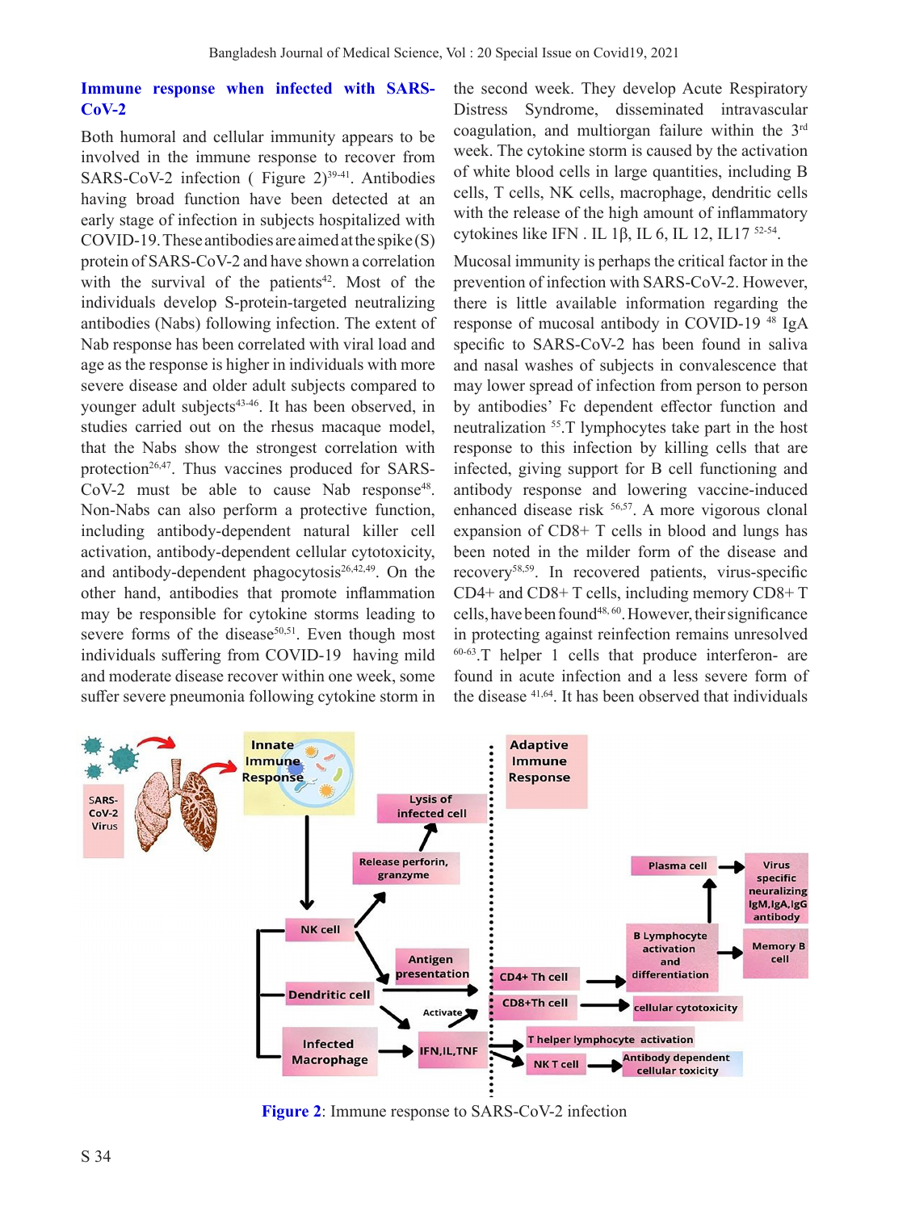## Immune response when infected with SARS-CoV-2

Both humoral and cellular immunity appears to be involved in the immune response to recover from SARS-CoV-2 infection ( Figure 2)[39-41]. Antibodies having broad function have been detected at an early stage of infection in subjects hospitalized with COVID-19. These antibodies are aimed at the spike (S) protein of SARS-CoV-2 and have shown a correlation with the survival of the patients[42]. Most of the individuals develop S-protein-targeted neutralizing antibodies (Nabs) following infection. The extent of Nab response has been correlated with viral load and age as the response is higher in individuals with more severe disease and older adult subjects compared to younger adult subjects[43-46]. It has been observed, in studies carried out on the rhesus macaque model, that the Nabs show the strongest correlation with protection[26,47]. Thus vaccines produced for SARS-CoV-2 must be able to cause Nab response[48]. Non-Nabs can also perform a protective function, including antibody-dependent natural killer cell activation, antibody-dependent cellular cytotoxicity, and antibody-dependent phagocytosis[26,42,49]. On the other hand, antibodies that promote inflammation may be responsible for cytokine storms leading to severe forms of the disease[50,51]. Even though most individuals suffering from COVID-19 having mild and moderate disease recover within one week, some suffer severe pneumonia following cytokine storm in the second week. They develop Acute Respiratory Distress Syndrome, disseminated intravascular coagulation, and multiorgan failure within the 3rd week. The cytokine storm is caused by the activation of white blood cells in large quantities, including B cells, T cells, NK cells, macrophage, dendritic cells with the release of the high amount of inflammatory cytokines like IFN . IL 1β, IL 6, IL 12, IL17 [52-54].

Mucosal immunity is perhaps the critical factor in the prevention of infection with SARS-CoV-2. However, there is little available information regarding the response of mucosal antibody in COVID-19 [48] IgA specific to SARS-CoV-2 has been found in saliva and nasal washes of subjects in convalescence that may lower spread of infection from person to person by antibodies' Fc dependent effector function and neutralization [55].T lymphocytes take part in the host response to this infection by killing cells that are infected, giving support for B cell functioning and antibody response and lowering vaccine-induced enhanced disease risk [56,57]. A more vigorous clonal expansion of CD8+ T cells in blood and lungs has been noted in the milder form of the disease and recovery[58,59]. In recovered patients, virus-specific CD4+ and CD8+ T cells, including memory CD8+ T cells, have been found[48, 60]. However, their significance in protecting against reinfection remains unresolved [60-63].T helper 1 cells that produce interferon- are found in acute infection and a less severe form of the disease [41,64]. It has been observed that individuals

**Figure 2**: Immune response to SARS-CoV-2 infection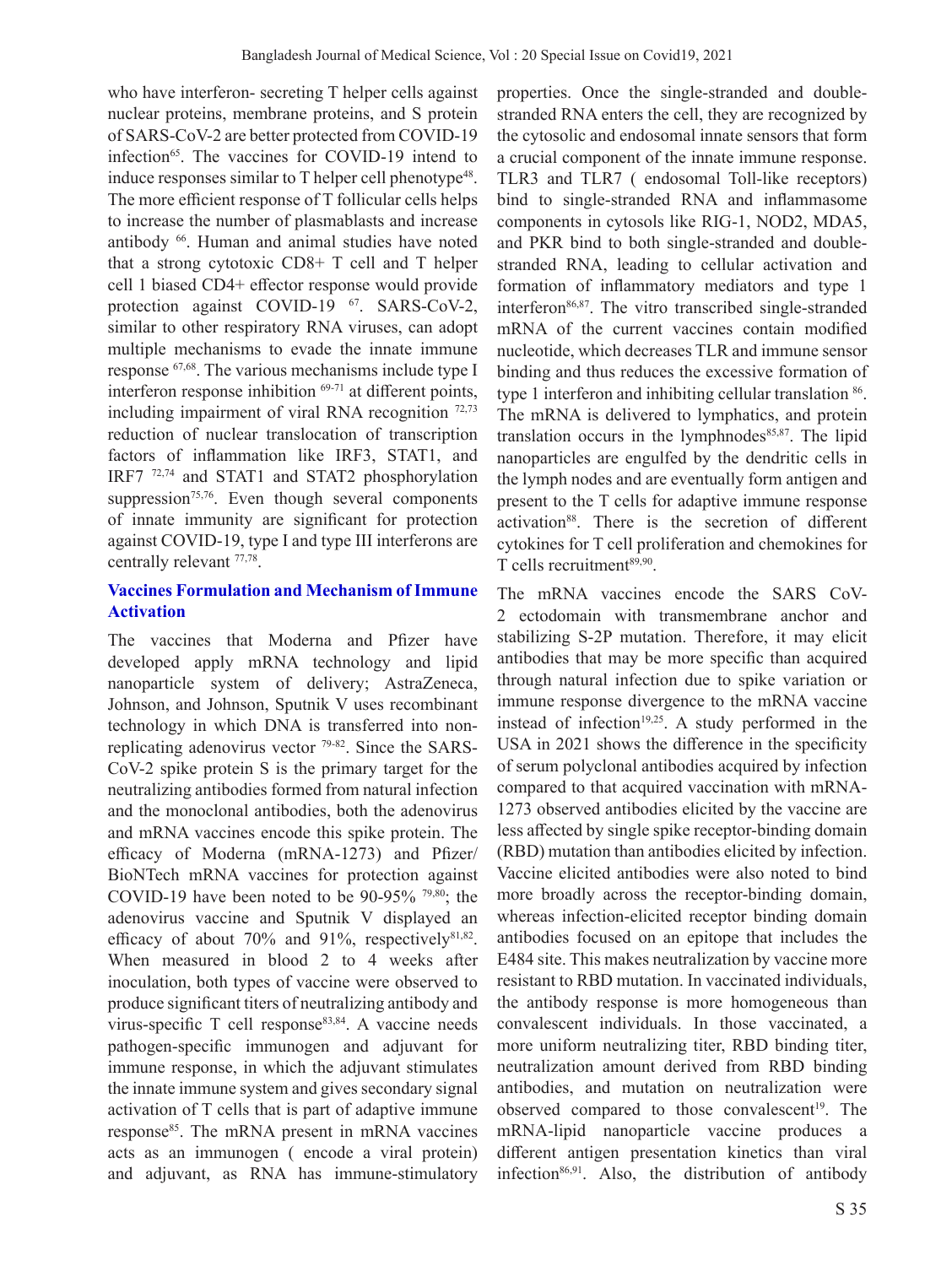who have interferon- secreting T helper cells against nuclear proteins, membrane proteins, and S protein of SARS-CoV-2 are better protected from COVID-19 infection[65]. The vaccines for COVID-19 intend to induce responses similar to T helper cell phenotype[48]. The more efficient response of T follicular cells helps to increase the number of plasmablasts and increase antibody [66]. Human and animal studies have noted that a strong cytotoxic CD8+ T cell and T helper cell 1 biased CD4+ effector response would provide protection against COVID-19 [67]. SARS-CoV-2, similar to other respiratory RNA viruses, can adopt multiple mechanisms to evade the innate immune response [67,68]. The various mechanisms include type I interferon response inhibition [69-71] at different points, including impairment of viral RNA recognition [72,73] reduction of nuclear translocation of transcription factors of inflammation like IRF3, STAT1, and IRF7 [72,74] and STAT1 and STAT2 phosphorylation suppression[75,76]. Even though several components of innate immunity are significant for protection against COVID-19, type I and type III interferons are centrally relevant [77,78].

### Vaccines Formulation and Mechanism of Immune Activation

The vaccines that Moderna and Pfizer have developed apply mRNA technology and lipid nanoparticle system of delivery; AstraZeneca, Johnson, and Johnson, Sputnik V uses recombinant technology in which DNA is transferred into non-replicating adenovirus vector [79-82]. Since the SARS-CoV-2 spike protein S is the primary target for the neutralizing antibodies formed from natural infection and the monoclonal antibodies, both the adenovirus and mRNA vaccines encode this spike protein. The efficacy of Moderna (mRNA-1273) and Pfizer/BioNTech mRNA vaccines for protection against COVID-19 have been noted to be 90-95% [79,80]; the adenovirus vaccine and Sputnik V displayed an efficacy of about 70% and 91%, respectively[81,82]. When measured in blood 2 to 4 weeks after inoculation, both types of vaccine were observed to produce significant titers of neutralizing antibody and virus-specific T cell response[83,84]. A vaccine needs pathogen-specific immunogen and adjuvant for immune response, in which the adjuvant stimulates the innate immune system and gives secondary signal activation of T cells that is part of adaptive immune response[85]. The mRNA present in mRNA vaccines acts as an immunogen ( encode a viral protein) and adjuvant, as RNA has immune-stimulatory properties. Once the single-stranded and double-stranded RNA enters the cell, they are recognized by the cytosolic and endosomal innate sensors that form a crucial component of the innate immune response. TLR3 and TLR7 ( endosomal Toll-like receptors) bind to single-stranded RNA and inflammasome components in cytosols like RIG-1, NOD2, MDA5, and PKR bind to both single-stranded and double-stranded RNA, leading to cellular activation and formation of inflammatory mediators and type 1 interferon[86,87]. The vitro transcribed single-stranded mRNA of the current vaccines contain modified nucleotide, which decreases TLR and immune sensor binding and thus reduces the excessive formation of type 1 interferon and inhibiting cellular translation [86]. The mRNA is delivered to lymphatics, and protein translation occurs in the lymphnodes[85,87]. The lipid nanoparticles are engulfed by the dendritic cells in the lymph nodes and are eventually form antigen and present to the T cells for adaptive immune response activation[88]. There is the secretion of different cytokines for T cell proliferation and chemokines for T cells recruitment[89,90].

The mRNA vaccines encode the SARS CoV-2 ectodomain with transmembrane anchor and stabilizing S-2P mutation. Therefore, it may elicit antibodies that may be more specific than acquired through natural infection due to spike variation or immune response divergence to the mRNA vaccine instead of infection[19,25]. A study performed in the USA in 2021 shows the difference in the specificity of serum polyclonal antibodies acquired by infection compared to that acquired vaccination with mRNA-1273 observed antibodies elicited by the vaccine are less affected by single spike receptor-binding domain (RBD) mutation than antibodies elicited by infection. Vaccine elicited antibodies were also noted to bind more broadly across the receptor-binding domain, whereas infection-elicited receptor binding domain antibodies focused on an epitope that includes the E484 site. This makes neutralization by vaccine more resistant to RBD mutation. In vaccinated individuals, the antibody response is more homogeneous than convalescent individuals. In those vaccinated, a more uniform neutralizing titer, RBD binding titer, neutralization amount derived from RBD binding antibodies, and mutation on neutralization were observed compared to those convalescent[19]. The mRNA-lipid nanoparticle vaccine produces a different antigen presentation kinetics than viral infection[86,91]. Also, the distribution of antibody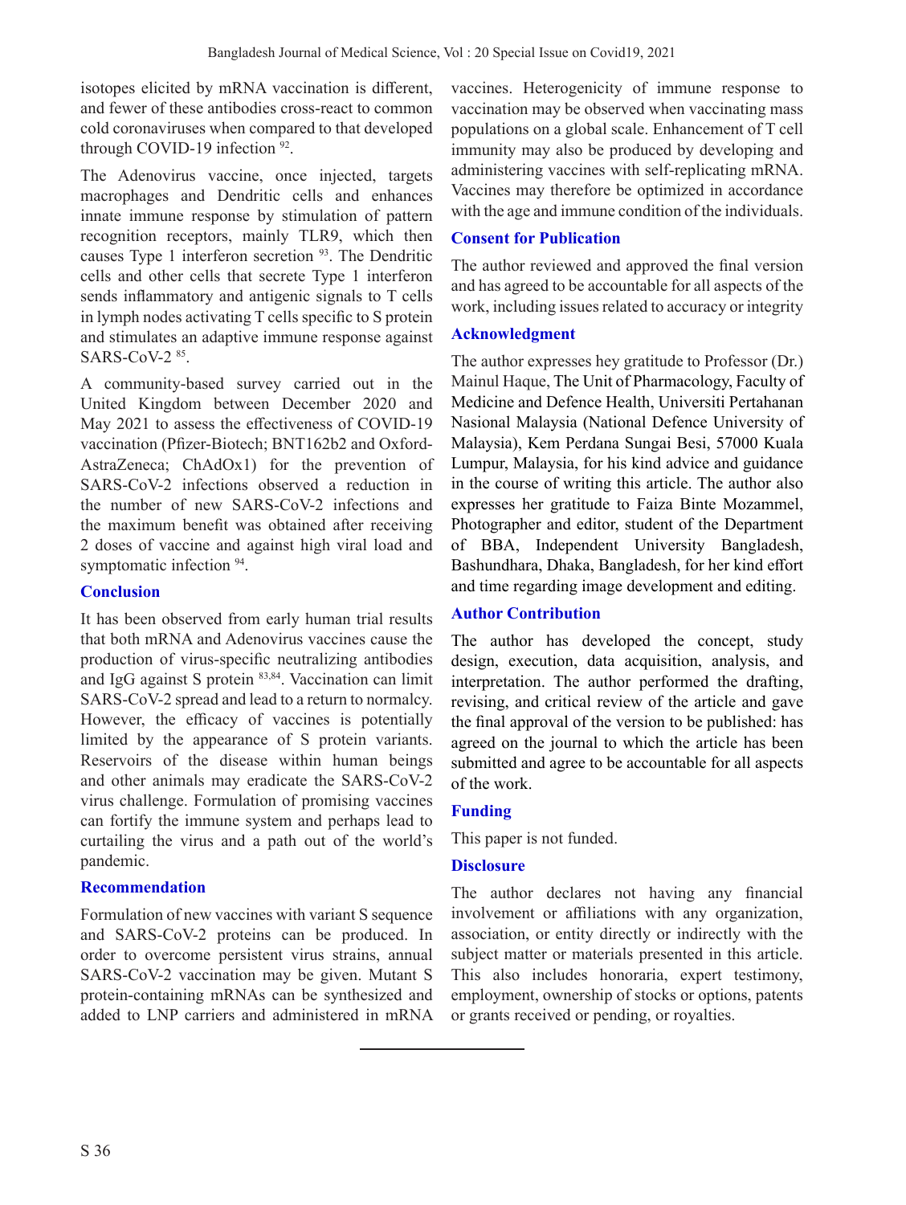isotopes elicited by mRNA vaccination is different, and fewer of these antibodies cross-react to common cold coronaviruses when compared to that developed through COVID-19 infection [92].

The Adenovirus vaccine, once injected, targets macrophages and Dendritic cells and enhances innate immune response by stimulation of pattern recognition receptors, mainly TLR9, which then causes Type 1 interferon secretion [93]. The Dendritic cells and other cells that secrete Type 1 interferon sends inflammatory and antigenic signals to T cells in lymph nodes activating T cells specific to S protein and stimulates an adaptive immune response against SARS-CoV-2 [85].

A community-based survey carried out in the United Kingdom between December 2020 and May 2021 to assess the effectiveness of COVID-19 vaccination (Pfizer-Biotech; BNT162b2 and Oxford-AstraZeneca; ChAdOx1) for the prevention of SARS-CoV-2 infections observed a reduction in the number of new SARS-CoV-2 infections and the maximum benefit was obtained after receiving 2 doses of vaccine and against high viral load and symptomatic infection [94].

## Conclusion

It has been observed from early human trial results that both mRNA and Adenovirus vaccines cause the production of virus-specific neutralizing antibodies and IgG against S protein [83,84]. Vaccination can limit SARS-CoV-2 spread and lead to a return to normalcy. However, the efficacy of vaccines is potentially limited by the appearance of S protein variants. Reservoirs of the disease within human beings and other animals may eradicate the SARS-CoV-2 virus challenge. Formulation of promising vaccines can fortify the immune system and perhaps lead to curtailing the virus and a path out of the world's pandemic.

## Recommendation

Formulation of new vaccines with variant S sequence and SARS-CoV-2 proteins can be produced. In order to overcome persistent virus strains, annual SARS-CoV-2 vaccination may be given. Mutant S protein-containing mRNAs can be synthesized and added to LNP carriers and administered in mRNA vaccines. Heterogenicity of immune response to vaccination may be observed when vaccinating mass populations on a global scale. Enhancement of T cell immunity may also be produced by developing and administering vaccines with self-replicating mRNA. Vaccines may therefore be optimized in accordance with the age and immune condition of the individuals.

## Consent for Publication

The author reviewed and approved the final version and has agreed to be accountable for all aspects of the work, including issues related to accuracy or integrity

## Acknowledgment

The author expresses hey gratitude to Professor (Dr.) Mainul Haque, The Unit of Pharmacology, Faculty of Medicine and Defence Health, Universiti Pertahanan Nasional Malaysia (National Defence University of Malaysia), Kem Perdana Sungai Besi, 57000 Kuala Lumpur, Malaysia, for his kind advice and guidance in the course of writing this article. The author also expresses her gratitude to Faiza Binte Mozammel, Photographer and editor, student of the Department of BBA, Independent University Bangladesh, Bashundhara, Dhaka, Bangladesh, for her kind effort and time regarding image development and editing.

## Author Contribution

The author has developed the concept, study design, execution, data acquisition, analysis, and interpretation. The author performed the drafting, revising, and critical review of the article and gave the final approval of the version to be published: has agreed on the journal to which the article has been submitted and agree to be accountable for all aspects of the work.

## Funding

This paper is not funded.

## Disclosure

The author declares not having any financial involvement or affiliations with any organization, association, or entity directly or indirectly with the subject matter or materials presented in this article. This also includes honoraria, expert testimony, employment, ownership of stocks or options, patents or grants received or pending, or royalties.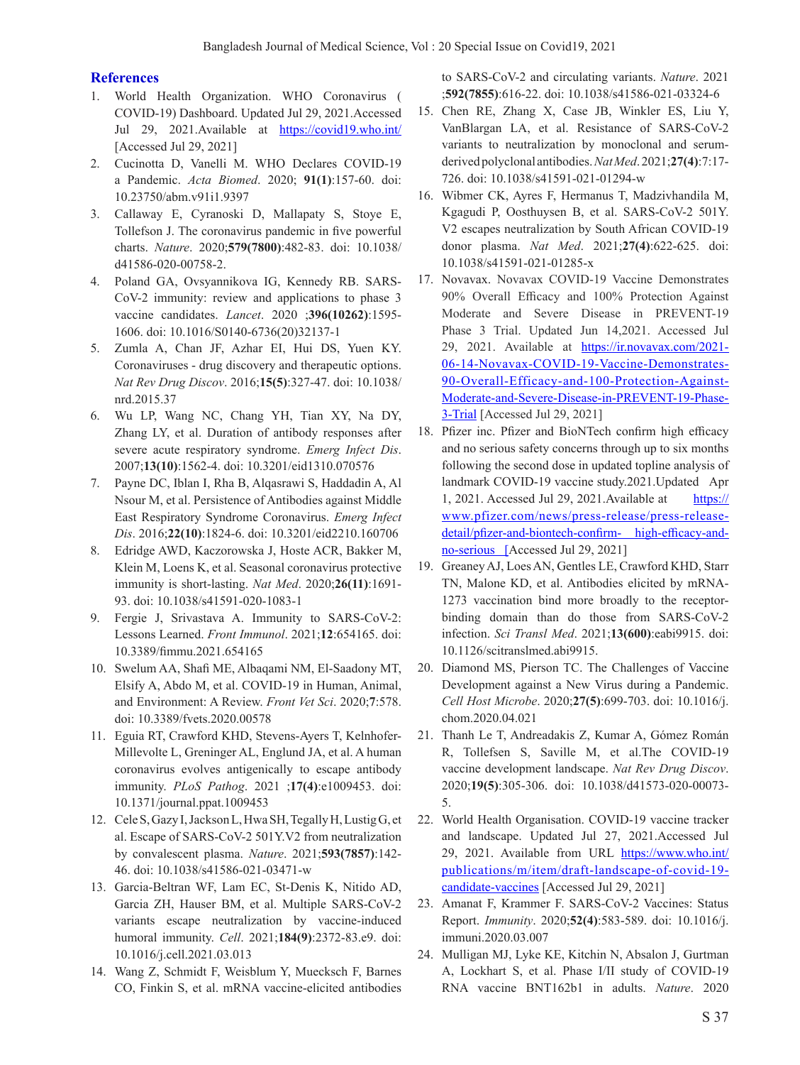## References

1. World Health Organization. WHO Coronavirus ( COVID-19) Dashboard. Updated Jul 29, 2021.Accessed Jul 29, 2021.Available at https://covid19.who.int/ [Accessed Jul 29, 2021]
2. Cucinotta D, Vanelli M. WHO Declares COVID-19 a Pandemic. *Acta Biomed*. 2020; **91(1)**:157-60. doi: 10.23750/abm.v91i1.9397
3. Callaway E, Cyranoski D, Mallapaty S, Stoye E, Tollefson J. The coronavirus pandemic in five powerful charts. *Nature*. 2020;**579(7800)**:482-83. doi: 10.1038/d41586-020-00758-2.
4. Poland GA, Ovsyannikova IG, Kennedy RB. SARS-CoV-2 immunity: review and applications to phase 3 vaccine candidates. *Lancet*. 2020 ;**396(10262)**:1595-1606. doi: 10.1016/S0140-6736(20)32137-1
5. Zumla A, Chan JF, Azhar EI, Hui DS, Yuen KY. Coronaviruses - drug discovery and therapeutic options. *Nat Rev Drug Discov*. 2016;**15(5)**:327-47. doi: 10.1038/nrd.2015.37
6. Wu LP, Wang NC, Chang YH, Tian XY, Na DY, Zhang LY, et al. Duration of antibody responses after severe acute respiratory syndrome. *Emerg Infect Dis*. 2007;**13(10)**:1562-4. doi: 10.3201/eid1310.070576
7. Payne DC, Iblan I, Rha B, Alqasrawi S, Haddadin A, Al Nsour M, et al. Persistence of Antibodies against Middle East Respiratory Syndrome Coronavirus. *Emerg Infect Dis*. 2016;**22(10)**:1824-6. doi: 10.3201/eid2210.160706
8. Edridge AWD, Kaczorowska J, Hoste ACR, Bakker M, Klein M, Loens K, et al. Seasonal coronavirus protective immunity is short-lasting. *Nat Med*. 2020;**26(11)**:1691-93. doi: 10.1038/s41591-020-1083-1
9. Fergie J, Srivastava A. Immunity to SARS-CoV-2: Lessons Learned. *Front Immunol*. 2021;**12**:654165. doi: 10.3389/fimmu.2021.654165
10. Swelum AA, Shafi ME, Albaqami NM, El-Saadony MT, Elsify A, Abdo M, et al. COVID-19 in Human, Animal, and Environment: A Review. *Front Vet Sci*. 2020;**7**:578. doi: 10.3389/fvets.2020.00578
11. Eguia RT, Crawford KHD, Stevens-Ayers T, Kelnhofer-Millevolte L, Greninger AL, Englund JA, et al. A human coronavirus evolves antigenically to escape antibody immunity. *PLoS Pathog*. 2021 ;**17(4)**:e1009453. doi: 10.1371/journal.ppat.1009453
12. Cele S, Gazy I, Jackson L, Hwa SH, Tegally H, Lustig G, et al. Escape of SARS-CoV-2 501Y.V2 from neutralization by convalescent plasma. *Nature*. 2021;**593(7857)**:142-46. doi: 10.1038/s41586-021-03471-w
13. Garcia-Beltran WF, Lam EC, St-Denis K, Nitido AD, Garcia ZH, Hauser BM, et al. Multiple SARS-CoV-2 variants escape neutralization by vaccine-induced humoral immunity. *Cell*. 2021;**184(9)**:2372-83.e9. doi: 10.1016/j.cell.2021.03.013
14. Wang Z, Schmidt F, Weisblum Y, Muecksch F, Barnes CO, Finkin S, et al. mRNA vaccine-elicited antibodies to SARS-CoV-2 and circulating variants. *Nature*. 2021 ;**592(7855)**:616-22. doi: 10.1038/s41586-021-03324-6
15. Chen RE, Zhang X, Case JB, Winkler ES, Liu Y, VanBlargan LA, et al. Resistance of SARS-CoV-2 variants to neutralization by monoclonal and serum-derived polyclonal antibodies. *Nat Med*. 2021;**27(4)**:7:17-726. doi: 10.1038/s41591-021-01294-w
16. Wibmer CK, Ayres F, Hermanus T, Madzivhandila M, Kgagudi P, Oosthuysen B, et al. SARS-CoV-2 501Y.V2 escapes neutralization by South African COVID-19 donor plasma. *Nat Med*. 2021;**27(4)**:622-625. doi: 10.1038/s41591-021-01285-x
17. Novavax. Novavax COVID-19 Vaccine Demonstrates 90% Overall Efficacy and 100% Protection Against Moderate and Severe Disease in PREVENT-19 Phase 3 Trial. Updated Jun 14,2021. Accessed Jul 29, 2021. Available at https://ir.novavax.com/2021-06-14-Novavax-COVID-19-Vaccine-Demonstrates-90-Overall-Efficacy-and-100-Protection-Against-Moderate-and-Severe-Disease-in-PREVENT-19-Phase-3-Trial [Accessed Jul 29, 2021]
18. Pfizer inc. Pfizer and BioNTech confirm high efficacy and no serious safety concerns through up to six months following the second dose in updated topline analysis of landmark COVID-19 vaccine study.2021.Updated Apr 1, 2021. Accessed Jul 29, 2021.Available at https://www.pfizer.com/news/press-release/press-release-detail/pfizer-and-biontech-confirm- high-efficacy-and-no-serious [Accessed Jul 29, 2021]
19. Greaney AJ, Loes AN, Gentles LE, Crawford KHD, Starr TN, Malone KD, et al. Antibodies elicited by mRNA-1273 vaccination bind more broadly to the receptor-binding domain than do those from SARS-CoV-2 infection. *Sci Transl Med*. 2021;**13(600)**:eabi9915. doi: 10.1126/scitranslmed.abi9915.
20. Diamond MS, Pierson TC. The Challenges of Vaccine Development against a New Virus during a Pandemic. *Cell Host Microbe*. 2020;**27(5)**:699-703. doi: 10.1016/j.chom.2020.04.021
21. Thanh Le T, Andreadakis Z, Kumar A, Gómez Román R, Tollefsen S, Saville M, et al.The COVID-19 vaccine development landscape. *Nat Rev Drug Discov*. 2020;**19(5)**:305-306. doi: 10.1038/d41573-020-00073-5.
22. World Health Organisation. COVID-19 vaccine tracker and landscape. Updated Jul 27, 2021.Accessed Jul 29, 2021. Available from URL https://www.who.int/publications/m/item/draft-landscape-of-covid-19-candidate-vaccines [Accessed Jul 29, 2021]
23. Amanat F, Krammer F. SARS-CoV-2 Vaccines: Status Report. *Immunity*. 2020;**52(4)**:583-589. doi: 10.1016/j.immuni.2020.03.007
24. Mulligan MJ, Lyke KE, Kitchin N, Absalon J, Gurtman A, Lockhart S, et al. Phase I/II study of COVID-19 RNA vaccine BNT162b1 in adults. *Nature*. 2020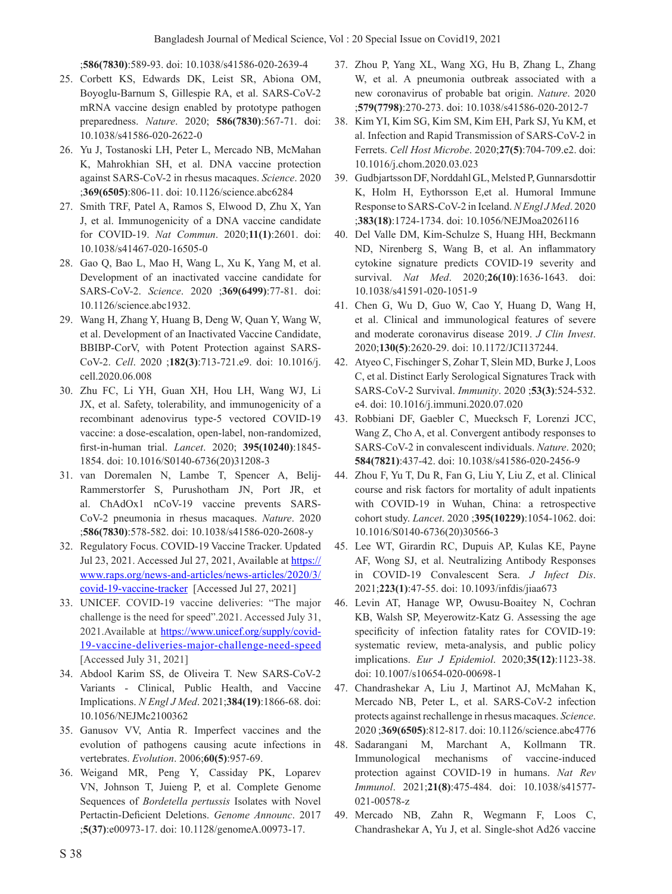;**586(7830)**:589-93. doi: 10.1038/s41586-020-2639-4

25. Corbett KS, Edwards DK, Leist SR, Abiona OM, Boyoglu-Barnum S, Gillespie RA, et al. SARS-CoV-2 mRNA vaccine design enabled by prototype pathogen preparedness. *Nature*. 2020; **586(7830)**:567-71. doi: 10.1038/s41586-020-2622-0
26. Yu J, Tostanoski LH, Peter L, Mercado NB, McMahan K, Mahrokhian SH, et al. DNA vaccine protection against SARS-CoV-2 in rhesus macaques. *Science*. 2020 ;**369(6505)**:806-11. doi: 10.1126/science.abc6284
27. Smith TRF, Patel A, Ramos S, Elwood D, Zhu X, Yan J, et al. Immunogenicity of a DNA vaccine candidate for COVID-19. *Nat Commun*. 2020;**11(1)**:2601. doi: 10.1038/s41467-020-16505-0
28. Gao Q, Bao L, Mao H, Wang L, Xu K, Yang M, et al. Development of an inactivated vaccine candidate for SARS-CoV-2. *Science*. 2020 ;**369(6499)**:77-81. doi: 10.1126/science.abc1932.
29. Wang H, Zhang Y, Huang B, Deng W, Quan Y, Wang W, et al. Development of an Inactivated Vaccine Candidate, BBIBP-CorV, with Potent Protection against SARS-CoV-2. *Cell*. 2020 ;**182(3)**:713-721.e9. doi: 10.1016/j.cell.2020.06.008
30. Zhu FC, Li YH, Guan XH, Hou LH, Wang WJ, Li JX, et al. Safety, tolerability, and immunogenicity of a recombinant adenovirus type-5 vectored COVID-19 vaccine: a dose-escalation, open-label, non-randomized, first-in-human trial. *Lancet*. 2020; **395(10240)**:1845-1854. doi: 10.1016/S0140-6736(20)31208-3
31. van Doremalen N, Lambe T, Spencer A, Belij-Rammerstorfer S, Purushotham JN, Port JR, et al. ChAdOx1 nCoV-19 vaccine prevents SARS-CoV-2 pneumonia in rhesus macaques. *Nature*. 2020 ;**586(7830)**:578-582. doi: 10.1038/s41586-020-2608-y
32. Regulatory Focus. COVID-19 Vaccine Tracker. Updated Jul 23, 2021. Accessed Jul 27, 2021, Available at https://www.raps.org/news-and-articles/news-articles/2020/3/covid-19-vaccine-tracker [Accessed Jul 27, 2021]
33. UNICEF. COVID-19 vaccine deliveries: "The major challenge is the need for speed".2021. Accessed July 31, 2021.Available at https://www.unicef.org/supply/covid-19-vaccine-deliveries-major-challenge-need-speed [Accessed July 31, 2021]
34. Abdool Karim SS, de Oliveira T. New SARS-CoV-2 Variants - Clinical, Public Health, and Vaccine Implications. *N Engl J Med*. 2021;**384(19)**:1866-68. doi: 10.1056/NEJMc2100362
35. Ganusov VV, Antia R. Imperfect vaccines and the evolution of pathogens causing acute infections in vertebrates. *Evolution*. 2006;**60(5)**:957-69.
36. Weigand MR, Peng Y, Cassiday PK, Loparev VN, Johnson T, Juieng P, et al. Complete Genome Sequences of *Bordetella pertussis* Isolates with Novel Pertactin-Deficient Deletions. *Genome Announc*. 2017 ;**5(37)**:e00973-17. doi: 10.1128/genomeA.00973-17.
37. Zhou P, Yang XL, Wang XG, Hu B, Zhang L, Zhang W, et al. A pneumonia outbreak associated with a new coronavirus of probable bat origin. *Nature*. 2020 ;**579(7798)**:270-273. doi: 10.1038/s41586-020-2012-7
38. Kim YI, Kim SG, Kim SM, Kim EH, Park SJ, Yu KM, et al. Infection and Rapid Transmission of SARS-CoV-2 in Ferrets. *Cell Host Microbe*. 2020;**27(5)**:704-709.e2. doi: 10.1016/j.chom.2020.03.023
39. Gudbjartsson DF, Norddahl GL, Melsted P, Gunnarsdottir K, Holm H, Eythorsson E,et al. Humoral Immune Response to SARS-CoV-2 in Iceland. *N Engl J Med*. 2020 ;**383(18)**:1724-1734. doi: 10.1056/NEJMoa2026116
40. Del Valle DM, Kim-Schulze S, Huang HH, Beckmann ND, Nirenberg S, Wang B, et al. An inflammatory cytokine signature predicts COVID-19 severity and survival. *Nat Med*. 2020;**26(10)**:1636-1643. doi: 10.1038/s41591-020-1051-9
41. Chen G, Wu D, Guo W, Cao Y, Huang D, Wang H, et al. Clinical and immunological features of severe and moderate coronavirus disease 2019. *J Clin Invest*. 2020;**130(5)**:2620-29. doi: 10.1172/JCI137244.
42. Atyeo C, Fischinger S, Zohar T, Slein MD, Burke J, Loos C, et al. Distinct Early Serological Signatures Track with SARS-CoV-2 Survival. *Immunity*. 2020 ;**53(3)**:524-532.e4. doi: 10.1016/j.immuni.2020.07.020
43. Robbiani DF, Gaebler C, Muecksch F, Lorenzi JCC, Wang Z, Cho A, et al. Convergent antibody responses to SARS-CoV-2 in convalescent individuals. *Nature*. 2020; **584(7821)**:437-42. doi: 10.1038/s41586-020-2456-9
44. Zhou F, Yu T, Du R, Fan G, Liu Y, Liu Z, et al. Clinical course and risk factors for mortality of adult inpatients with COVID-19 in Wuhan, China: a retrospective cohort study. *Lancet*. 2020 ;**395(10229)**:1054-1062. doi: 10.1016/S0140-6736(20)30566-3
45. Lee WT, Girardin RC, Dupuis AP, Kulas KE, Payne AF, Wong SJ, et al. Neutralizing Antibody Responses in COVID-19 Convalescent Sera. *J Infect Dis*. 2021;**223(1)**:47-55. doi: 10.1093/infdis/jiaa673
46. Levin AT, Hanage WP, Owusu-Boaitey N, Cochran KB, Walsh SP, Meyerowitz-Katz G. Assessing the age specificity of infection fatality rates for COVID-19: systematic review, meta-analysis, and public policy implications. *Eur J Epidemiol*. 2020;**35(12)**:1123-38. doi: 10.1007/s10654-020-00698-1
47. Chandrashekar A, Liu J, Martinot AJ, McMahan K, Mercado NB, Peter L, et al. SARS-CoV-2 infection protects against rechallenge in rhesus macaques. *Science*. 2020 ;**369(6505)**:812-817. doi: 10.1126/science.abc4776
48. Sadarangani M, Marchant A, Kollmann TR. Immunological mechanisms of vaccine-induced protection against COVID-19 in humans. *Nat Rev Immunol*. 2021;**21(8)**:475-484. doi: 10.1038/s41577-021-00578-z
49. Mercado NB, Zahn R, Wegmann F, Loos C, Chandrashekar A, Yu J, et al. Single-shot Ad26 vaccine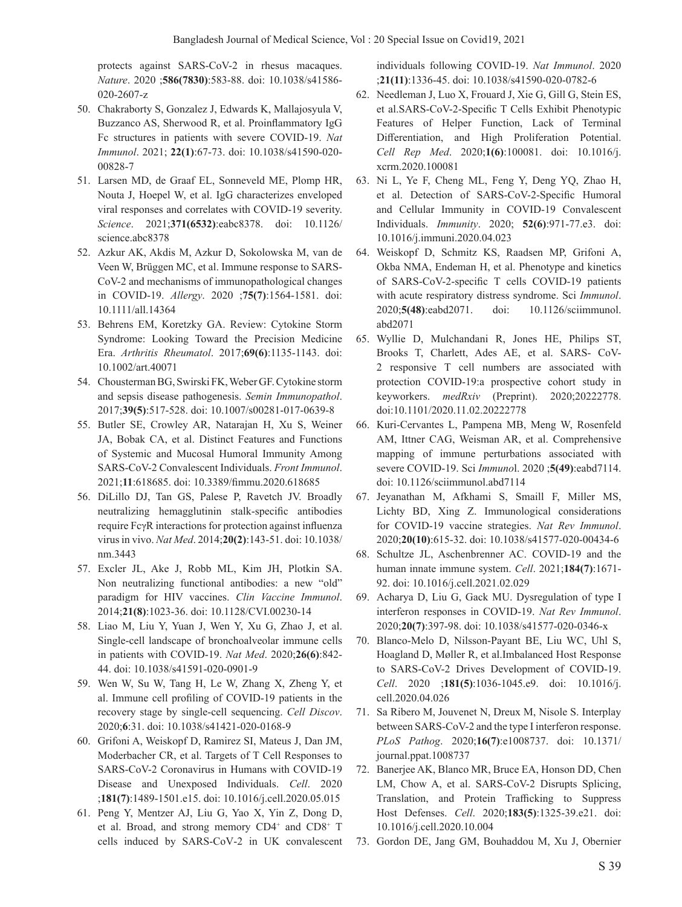protects against SARS-CoV-2 in rhesus macaques. *Nature*. 2020 ;**586(7830)**:583-88. doi: 10.1038/s41586-020-2607-z

50. Chakraborty S, Gonzalez J, Edwards K, Mallajosyula V, Buzzanco AS, Sherwood R, et al. Proinflammatory IgG Fc structures in patients with severe COVID-19. *Nat Immunol*. 2021; **22(1)**:67-73. doi: 10.1038/s41590-020-00828-7
51. Larsen MD, de Graaf EL, Sonneveld ME, Plomp HR, Nouta J, Hoepel W, et al. IgG characterizes enveloped viral responses and correlates with COVID-19 severity. *Science*. 2021;**371(6532)**:eabc8378. doi: 10.1126/science.abc8378
52. Azkur AK, Akdis M, Azkur D, Sokolowska M, van de Veen W, Brüggen MC, et al. Immune response to SARS-CoV-2 and mechanisms of immunopathological changes in COVID-19. *Allergy*. 2020 ;**75(7)**:1564-1581. doi: 10.1111/all.14364
53. Behrens EM, Koretzky GA. Review: Cytokine Storm Syndrome: Looking Toward the Precision Medicine Era. *Arthritis Rheumatol*. 2017;**69(6)**:1135-1143. doi: 10.1002/art.40071
54. Chousterman BG, Swirski FK, Weber GF. Cytokine storm and sepsis disease pathogenesis. *Semin Immunopathol*. 2017;**39(5)**:517-528. doi: 10.1007/s00281-017-0639-8
55. Butler SE, Crowley AR, Natarajan H, Xu S, Weiner JA, Bobak CA, et al. Distinct Features and Functions of Systemic and Mucosal Humoral Immunity Among SARS-CoV-2 Convalescent Individuals. *Front Immunol*. 2021;**11**:618685. doi: 10.3389/fimmu.2020.618685
56. DiLillo DJ, Tan GS, Palese P, Ravetch JV. Broadly neutralizing hemagglutinin stalk-specific antibodies require FcγR interactions for protection against influenza virus in vivo. *Nat Med*. 2014;**20(2)**:143-51. doi: 10.1038/nm.3443
57. Excler JL, Ake J, Robb ML, Kim JH, Plotkin SA. Non neutralizing functional antibodies: a new "old" paradigm for HIV vaccines. *Clin Vaccine Immunol*. 2014;**21(8)**:1023-36. doi: 10.1128/CVI.00230-14
58. Liao M, Liu Y, Yuan J, Wen Y, Xu G, Zhao J, et al. Single-cell landscape of bronchoalveolar immune cells in patients with COVID-19. *Nat Med*. 2020;**26(6)**:842-44. doi: 10.1038/s41591-020-0901-9
59. Wen W, Su W, Tang H, Le W, Zhang X, Zheng Y, et al. Immune cell profiling of COVID-19 patients in the recovery stage by single-cell sequencing. *Cell Discov*. 2020;**6**:31. doi: 10.1038/s41421-020-0168-9
60. Grifoni A, Weiskopf D, Ramirez SI, Mateus J, Dan JM, Moderbacher CR, et al. Targets of T Cell Responses to SARS-CoV-2 Coronavirus in Humans with COVID-19 Disease and Unexposed Individuals. *Cell*. 2020 ;**181(7)**:1489-1501.e15. doi: 10.1016/j.cell.2020.05.015
61. Peng Y, Mentzer AJ, Liu G, Yao X, Yin Z, Dong D, et al. Broad, and strong memory $CD4^+$ and $CD8^+$ T cells induced by SARS-CoV-2 in UK convalescent individuals following COVID-19. *Nat Immunol*. 2020 ;**21(11)**:1336-45. doi: 10.1038/s41590-020-0782-6
62. Needleman J, Luo X, Frouard J, Xie G, Gill G, Stein ES, et al.SARS-CoV-2-Specific T Cells Exhibit Phenotypic Features of Helper Function, Lack of Terminal Differentiation, and High Proliferation Potential. *Cell Rep Med*. 2020;**1(6)**:100081. doi: 10.1016/j.xcrm.2020.100081
63. Ni L, Ye F, Cheng ML, Feng Y, Deng YQ, Zhao H, et al. Detection of SARS-CoV-2-Specific Humoral and Cellular Immunity in COVID-19 Convalescent Individuals. *Immunity*. 2020; **52(6)**:971-77.e3. doi: 10.1016/j.immuni.2020.04.023
64. Weiskopf D, Schmitz KS, Raadsen MP, Grifoni A, Okba NMA, Endeman H, et al. Phenotype and kinetics of SARS-CoV-2-specific T cells COVID-19 patients with acute respiratory distress syndrome. Sci *Immunol*. 2020;**5(48)**:eabd2071. doi: 10.1126/sciimmunol.abd2071
65. Wyllie D, Mulchandani R, Jones HE, Philips ST, Brooks T, Charlett, Ades AE, et al. SARS- CoV-2 responsive T cell numbers are associated with protection COVID-19:a prospective cohort study in keyworkers. *medRxiv* (Preprint). 2020;20222778. doi:10.1101/2020.11.02.20222778
66. Kuri-Cervantes L, Pampena MB, Meng W, Rosenfeld AM, Ittner CAG, Weisman AR, et al. Comprehensive mapping of immune perturbations associated with severe COVID-19. Sci *Immuno*l. 2020 ;**5(49)**:eabd7114. doi: 10.1126/sciimmunol.abd7114
67. Jeyanathan M, Afkhami S, Smaill F, Miller MS, Lichty BD, Xing Z. Immunological considerations for COVID-19 vaccine strategies. *Nat Rev Immunol*. 2020;**20(10)**:615-32. doi: 10.1038/s41577-020-00434-6
68. Schultze JL, Aschenbrenner AC. COVID-19 and the human innate immune system. *Cell*. 2021;**184(7)**:1671-92. doi: 10.1016/j.cell.2021.02.029
69. Acharya D, Liu G, Gack MU. Dysregulation of type I interferon responses in COVID-19. *Nat Rev Immunol*. 2020;**20(7)**:397-98. doi: 10.1038/s41577-020-0346-x
70. Blanco-Melo D, Nilsson-Payant BE, Liu WC, Uhl S, Hoagland D, Møller R, et al.Imbalanced Host Response to SARS-CoV-2 Drives Development of COVID-19. *Cell*. 2020 ;**181(5)**:1036-1045.e9. doi: 10.1016/j.cell.2020.04.026
71. Sa Ribero M, Jouvenet N, Dreux M, Nisole S. Interplay between SARS-CoV-2 and the type I interferon response. *PLoS Pathog*. 2020;**16(7)**:e1008737. doi: 10.1371/journal.ppat.1008737
72. Banerjee AK, Blanco MR, Bruce EA, Honson DD, Chen LM, Chow A, et al. SARS-CoV-2 Disrupts Splicing, Translation, and Protein Trafficking to Suppress Host Defenses. *Cell*. 2020;**183(5)**:1325-39.e21. doi: 10.1016/j.cell.2020.10.004
73. Gordon DE, Jang GM, Bouhaddou M, Xu J, Obernier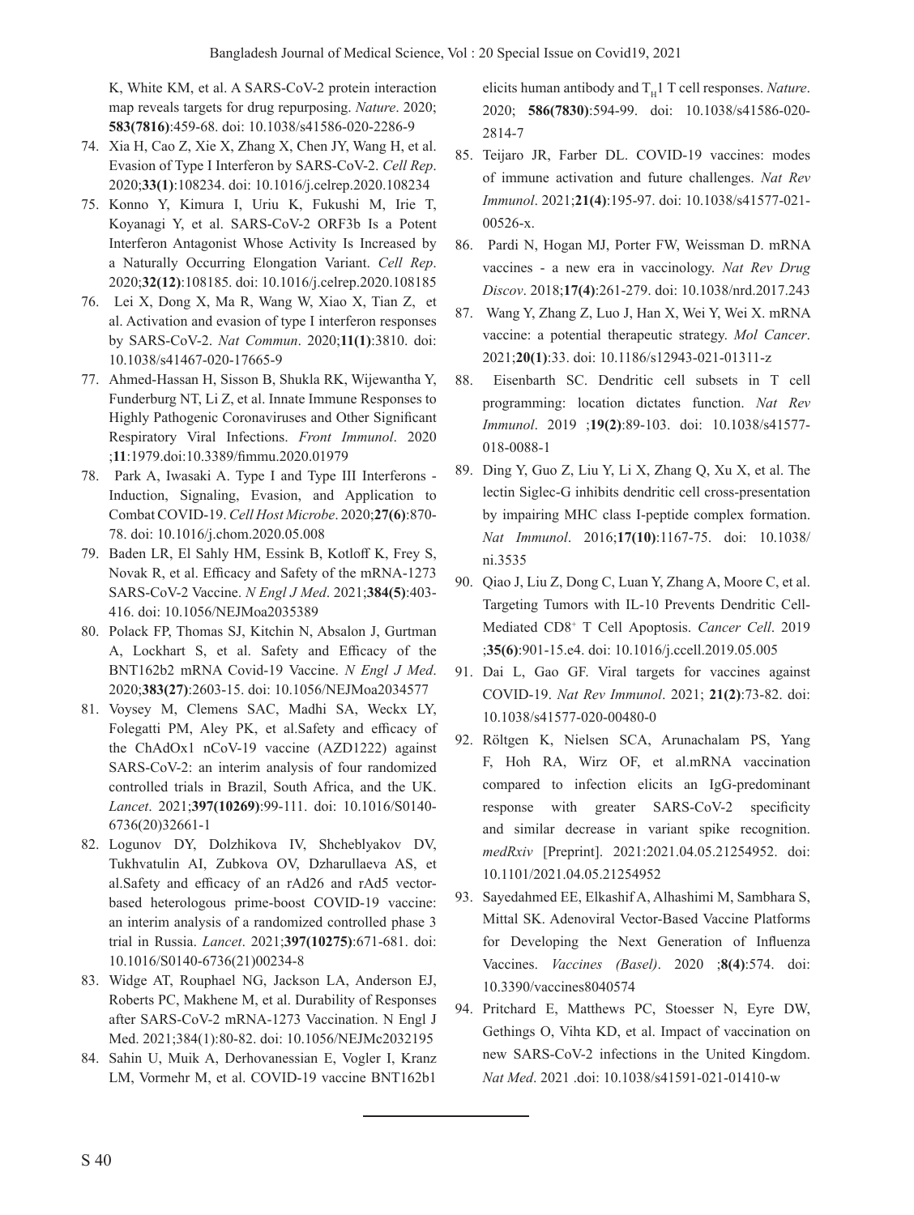K, White KM, et al. A SARS-CoV-2 protein interaction map reveals targets for drug repurposing. *Nature*. 2020; **583(7816)**:459-68. doi: 10.1038/s41586-020-2286-9

74. Xia H, Cao Z, Xie X, Zhang X, Chen JY, Wang H, et al. Evasion of Type I Interferon by SARS-CoV-2. *Cell Rep*. 2020;**33(1)**:108234. doi: 10.1016/j.celrep.2020.108234
75. Konno Y, Kimura I, Uriu K, Fukushi M, Irie T, Koyanagi Y, et al. SARS-CoV-2 ORF3b Is a Potent Interferon Antagonist Whose Activity Is Increased by a Naturally Occurring Elongation Variant. *Cell Rep*. 2020;**32(12)**:108185. doi: 10.1016/j.celrep.2020.108185
76. Lei X, Dong X, Ma R, Wang W, Xiao X, Tian Z, et al. Activation and evasion of type I interferon responses by SARS-CoV-2. *Nat Commun*. 2020;**11(1)**:3810. doi: 10.1038/s41467-020-17665-9
77. Ahmed-Hassan H, Sisson B, Shukla RK, Wijewantha Y, Funderburg NT, Li Z, et al. Innate Immune Responses to Highly Pathogenic Coronaviruses and Other Significant Respiratory Viral Infections. *Front Immunol*. 2020 ;**11**:1979.doi:10.3389/fimmu.2020.01979
78. Park A, Iwasaki A. Type I and Type III Interferons - Induction, Signaling, Evasion, and Application to Combat COVID-19. *Cell Host Microbe*. 2020;**27(6)**:870-78. doi: 10.1016/j.chom.2020.05.008
79. Baden LR, El Sahly HM, Essink B, Kotloff K, Frey S, Novak R, et al. Efficacy and Safety of the mRNA-1273 SARS-CoV-2 Vaccine. *N Engl J Med*. 2021;**384(5)**:403-416. doi: 10.1056/NEJMoa2035389
80. Polack FP, Thomas SJ, Kitchin N, Absalon J, Gurtman A, Lockhart S, et al. Safety and Efficacy of the BNT162b2 mRNA Covid-19 Vaccine. *N Engl J Med*. 2020;**383(27)**:2603-15. doi: 10.1056/NEJMoa2034577
81. Voysey M, Clemens SAC, Madhi SA, Weckx LY, Folegatti PM, Aley PK, et al.Safety and efficacy of the ChAdOx1 nCoV-19 vaccine (AZD1222) against SARS-CoV-2: an interim analysis of four randomized controlled trials in Brazil, South Africa, and the UK. *Lancet*. 2021;**397(10269)**:99-111. doi: 10.1016/S0140-6736(20)32661-1
82. Logunov DY, Dolzhikova IV, Shcheblyakov DV, Tukhvatulin AI, Zubkova OV, Dzharullaeva AS, et al.Safety and efficacy of an rAd26 and rAd5 vector-based heterologous prime-boost COVID-19 vaccine: an interim analysis of a randomized controlled phase 3 trial in Russia. *Lancet*. 2021;**397(10275)**:671-681. doi: 10.1016/S0140-6736(21)00234-8
83. Widge AT, Rouphael NG, Jackson LA, Anderson EJ, Roberts PC, Makhene M, et al. Durability of Responses after SARS-CoV-2 mRNA-1273 Vaccination. N Engl J Med. 2021;384(1):80-82. doi: 10.1056/NEJMc2032195
84. Sahin U, Muik A, Derhovanessian E, Vogler I, Kranz LM, Vormehr M, et al. COVID-19 vaccine BNT162b1 elicits human antibody and $T_H1$ T cell responses. *Nature*. 2020; **586(7830)**:594-99. doi: 10.1038/s41586-020-2814-7
85. Teijaro JR, Farber DL. COVID-19 vaccines: modes of immune activation and future challenges. *Nat Rev Immunol*. 2021;**21(4)**:195-97. doi: 10.1038/s41577-021-00526-x.
86. Pardi N, Hogan MJ, Porter FW, Weissman D. mRNA vaccines - a new era in vaccinology. *Nat Rev Drug Discov*. 2018;**17(4)**:261-279. doi: 10.1038/nrd.2017.243
87. Wang Y, Zhang Z, Luo J, Han X, Wei Y, Wei X. mRNA vaccine: a potential therapeutic strategy. *Mol Cancer*. 2021;**20(1)**:33. doi: 10.1186/s12943-021-01311-z
88. Eisenbarth SC. Dendritic cell subsets in T cell programming: location dictates function. *Nat Rev Immunol*. 2019 ;**19(2)**:89-103. doi: 10.1038/s41577-018-0088-1
89. Ding Y, Guo Z, Liu Y, Li X, Zhang Q, Xu X, et al. The lectin Siglec-G inhibits dendritic cell cross-presentation by impairing MHC class I-peptide complex formation. *Nat Immunol*. 2016;**17(10)**:1167-75. doi: 10.1038/ni.3535
90. Qiao J, Liu Z, Dong C, Luan Y, Zhang A, Moore C, et al. Targeting Tumors with IL-10 Prevents Dendritic Cell-Mediated $CD8^+$ T Cell Apoptosis. *Cancer Cell*. 2019 ;**35(6)**:901-15.e4. doi: 10.1016/j.ccell.2019.05.005
91. Dai L, Gao GF. Viral targets for vaccines against COVID-19. *Nat Rev Immunol*. 2021; **21(2)**:73-82. doi: 10.1038/s41577-020-00480-0
92. Röltgen K, Nielsen SCA, Arunachalam PS, Yang F, Hoh RA, Wirz OF, et al.mRNA vaccination compared to infection elicits an IgG-predominant response with greater SARS-CoV-2 specificity and similar decrease in variant spike recognition. *medRxiv* [Preprint]. 2021:2021.04.05.21254952. doi: 10.1101/2021.04.05.21254952
93. Sayedahmed EE, Elkashif A, Alhashimi M, Sambhara S, Mittal SK. Adenoviral Vector-Based Vaccine Platforms for Developing the Next Generation of Influenza Vaccines. *Vaccines (Basel)*. 2020 ;**8(4)**:574. doi: 10.3390/vaccines8040574
94. Pritchard E, Matthews PC, Stoesser N, Eyre DW, Gethings O, Vihta KD, et al. Impact of vaccination on new SARS-CoV-2 infections in the United Kingdom. *Nat Med*. 2021 .doi: 10.1038/s41591-021-01410-w